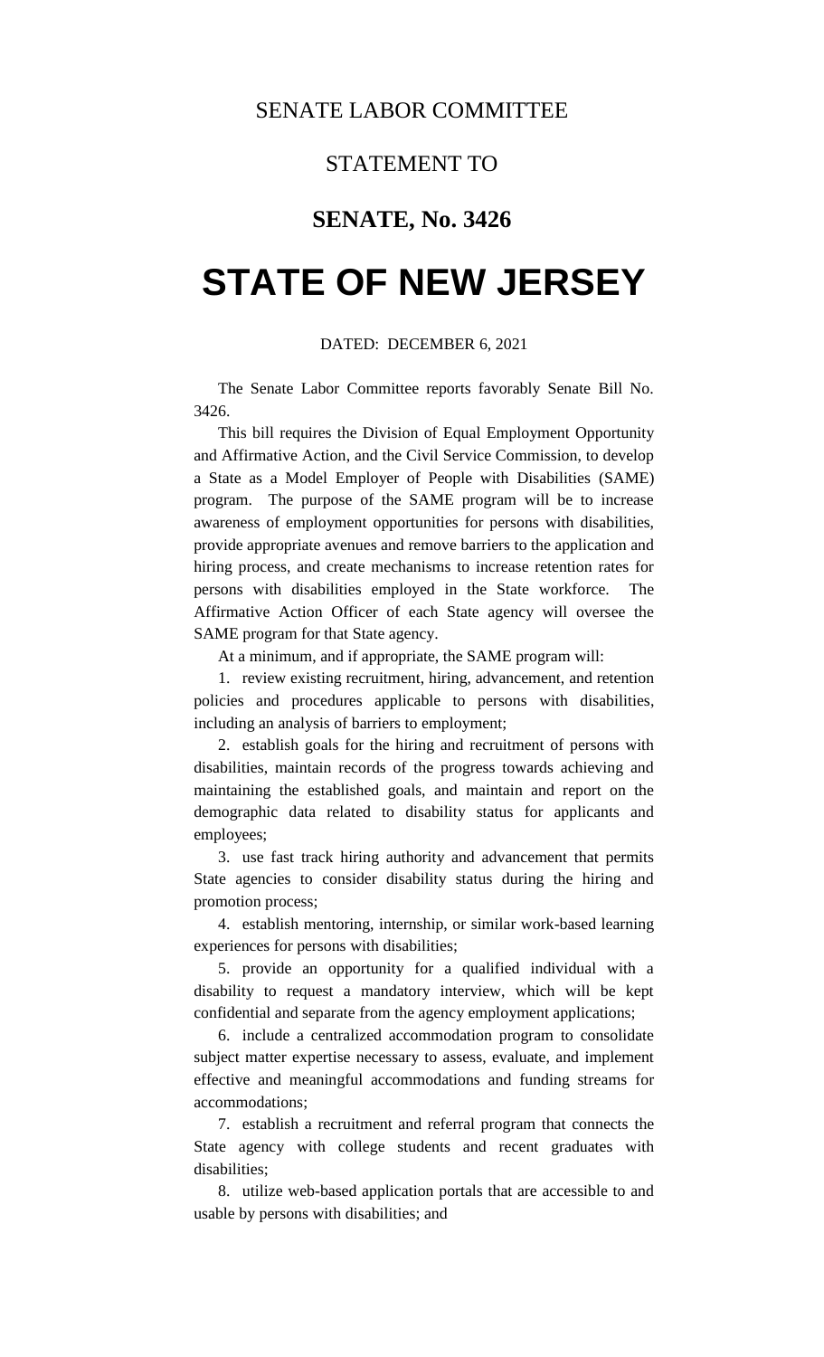SENATE LABOR COMMITTEE

STATEMENT TO

**SENATE, No. 3426**

# STATE OF NEW JERSEY

DATED: DECEMBER 6, 2021

The Senate Labor Committee reports favorably Senate Bill No. 3426.

This bill requires the Division of Equal Employment Opportunity and Affirmative Action, and the Civil Service Commission, to develop a State as a Model Employer of People with Disabilities (SAME) program. The purpose of the SAME program will be to increase awareness of employment opportunities for persons with disabilities, provide appropriate avenues and remove barriers to the application and hiring process, and create mechanisms to increase retention rates for persons with disabilities employed in the State workforce. The Affirmative Action Officer of each State agency will oversee the SAME program for that State agency.

At a minimum, and if appropriate, the SAME program will:

1. review existing recruitment, hiring, advancement, and retention policies and procedures applicable to persons with disabilities, including an analysis of barriers to employment;

2. establish goals for the hiring and recruitment of persons with disabilities, maintain records of the progress towards achieving and maintaining the established goals, and maintain and report on the demographic data related to disability status for applicants and employees;

3. use fast track hiring authority and advancement that permits State agencies to consider disability status during the hiring and promotion process;

4. establish mentoring, internship, or similar work-based learning experiences for persons with disabilities;

5. provide an opportunity for a qualified individual with a disability to request a mandatory interview, which will be kept confidential and separate from the agency employment applications;

6. include a centralized accommodation program to consolidate subject matter expertise necessary to assess, evaluate, and implement effective and meaningful accommodations and funding streams for accommodations;

7. establish a recruitment and referral program that connects the State agency with college students and recent graduates with disabilities;

8. utilize web-based application portals that are accessible to and usable by persons with disabilities; and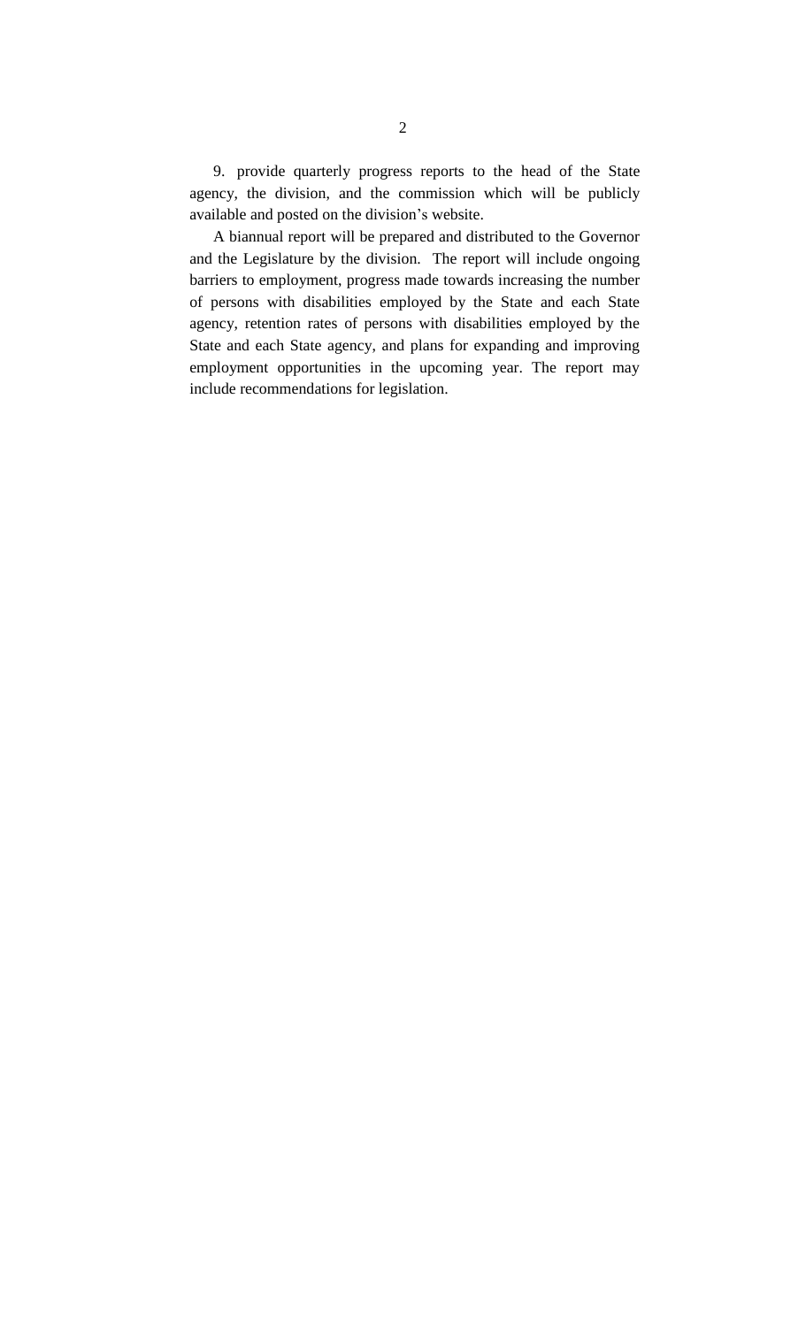9. provide quarterly progress reports to the head of the State agency, the division, and the commission which will be publicly available and posted on the division's website.

A biannual report will be prepared and distributed to the Governor and the Legislature by the division. The report will include ongoing barriers to employment, progress made towards increasing the number of persons with disabilities employed by the State and each State agency, retention rates of persons with disabilities employed by the State and each State agency, and plans for expanding and improving employment opportunities in the upcoming year. The report may include recommendations for legislation.